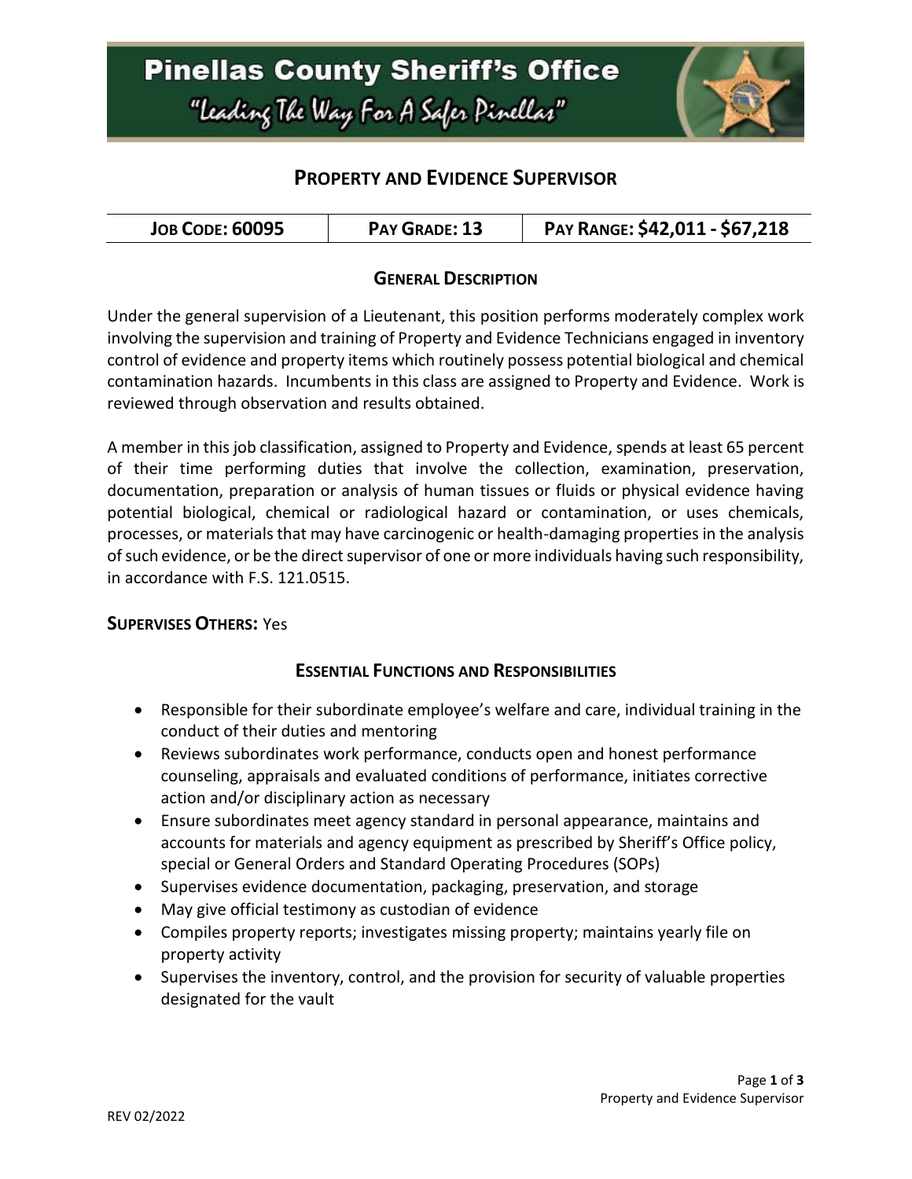# Pinellas County Sheriff's Office

"Leading The Way For A Safer Pinellas"

## PROPERTY AND EVIDENCE SUPERVISOR

| JOB CODE: 60095 | PAY GRADE: 13 | PAY RANGE: $42,011 - $67,218 |
|---|---|---|

### GENERAL DESCRIPTION

Under the general supervision of a Lieutenant, this position performs moderately complex work involving the supervision and training of Property and Evidence Technicians engaged in inventory control of evidence and property items which routinely possess potential biological and chemical contamination hazards. Incumbents in this class are assigned to Property and Evidence. Work is reviewed through observation and results obtained.

A member in this job classification, assigned to Property and Evidence, spends at least 65 percent of their time performing duties that involve the collection, examination, preservation, documentation, preparation or analysis of human tissues or fluids or physical evidence having potential biological, chemical or radiological hazard or contamination, or uses chemicals, processes, or materials that may have carcinogenic or health-damaging properties in the analysis of such evidence, or be the direct supervisor of one or more individuals having such responsibility, in accordance with F.S. 121.0515.

**SUPERVISES OTHERS:** Yes

### ESSENTIAL FUNCTIONS AND RESPONSIBILITIES

- Responsible for their subordinate employee's welfare and care, individual training in the conduct of their duties and mentoring
- Reviews subordinates work performance, conducts open and honest performance counseling, appraisals and evaluated conditions of performance, initiates corrective action and/or disciplinary action as necessary
- Ensure subordinates meet agency standard in personal appearance, maintains and accounts for materials and agency equipment as prescribed by Sheriff's Office policy, special or General Orders and Standard Operating Procedures (SOPs)
- Supervises evidence documentation, packaging, preservation, and storage
- May give official testimony as custodian of evidence
- Compiles property reports; investigates missing property; maintains yearly file on property activity
- Supervises the inventory, control, and the provision for security of valuable properties designated for the vault

REV 02/2022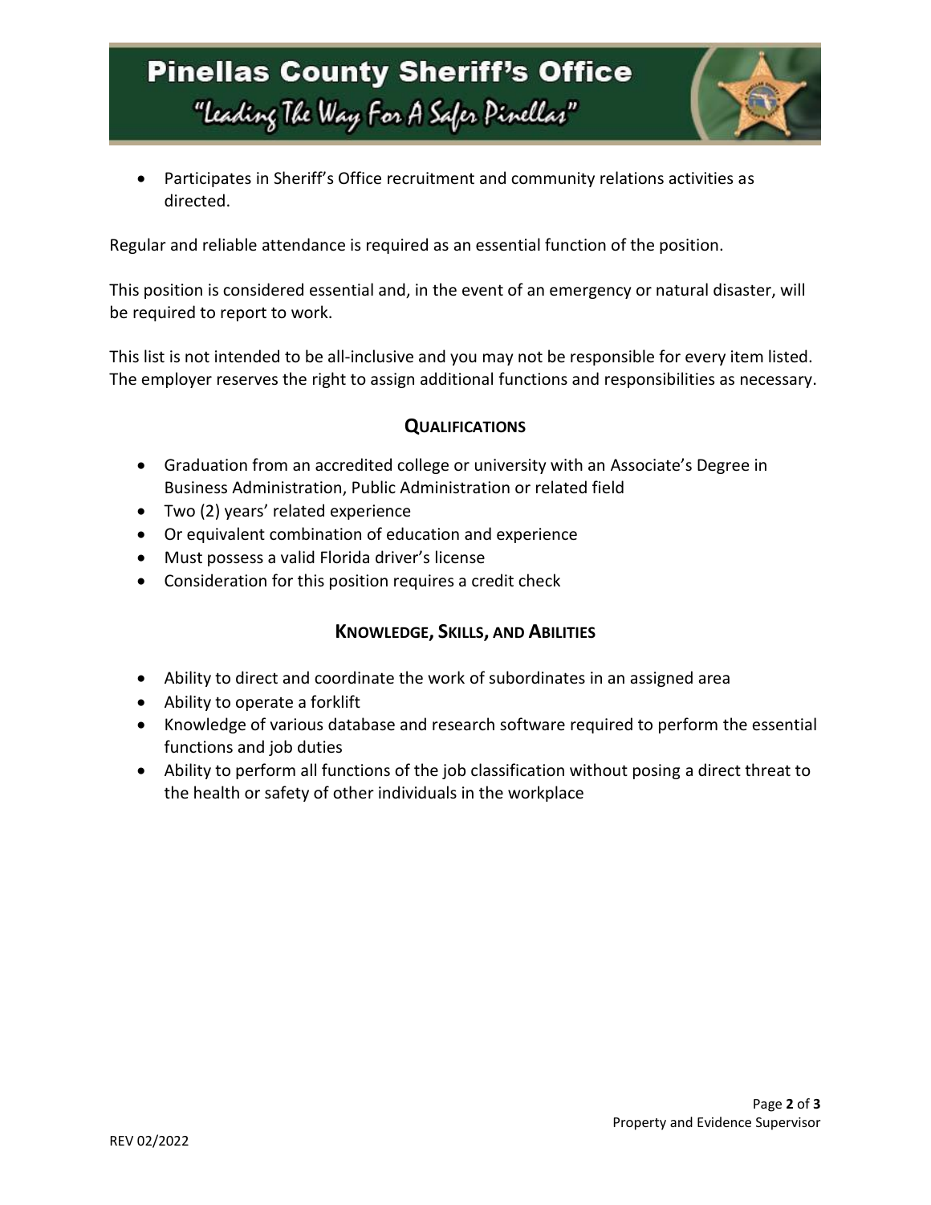- Participates in Sheriff's Office recruitment and community relations activities as directed.

Regular and reliable attendance is required as an essential function of the position.

This position is considered essential and, in the event of an emergency or natural disaster, will be required to report to work.

This list is not intended to be all-inclusive and you may not be responsible for every item listed. The employer reserves the right to assign additional functions and responsibilities as necessary.

## QUALIFICATIONS

- Graduation from an accredited college or university with an Associate's Degree in Business Administration, Public Administration or related field
- Two (2) years' related experience
- Or equivalent combination of education and experience
- Must possess a valid Florida driver's license
- Consideration for this position requires a credit check

## KNOWLEDGE, SKILLS, AND ABILITIES

- Ability to direct and coordinate the work of subordinates in an assigned area
- Ability to operate a forklift
- Knowledge of various database and research software required to perform the essential functions and job duties
- Ability to perform all functions of the job classification without posing a direct threat to the health or safety of other individuals in the workplace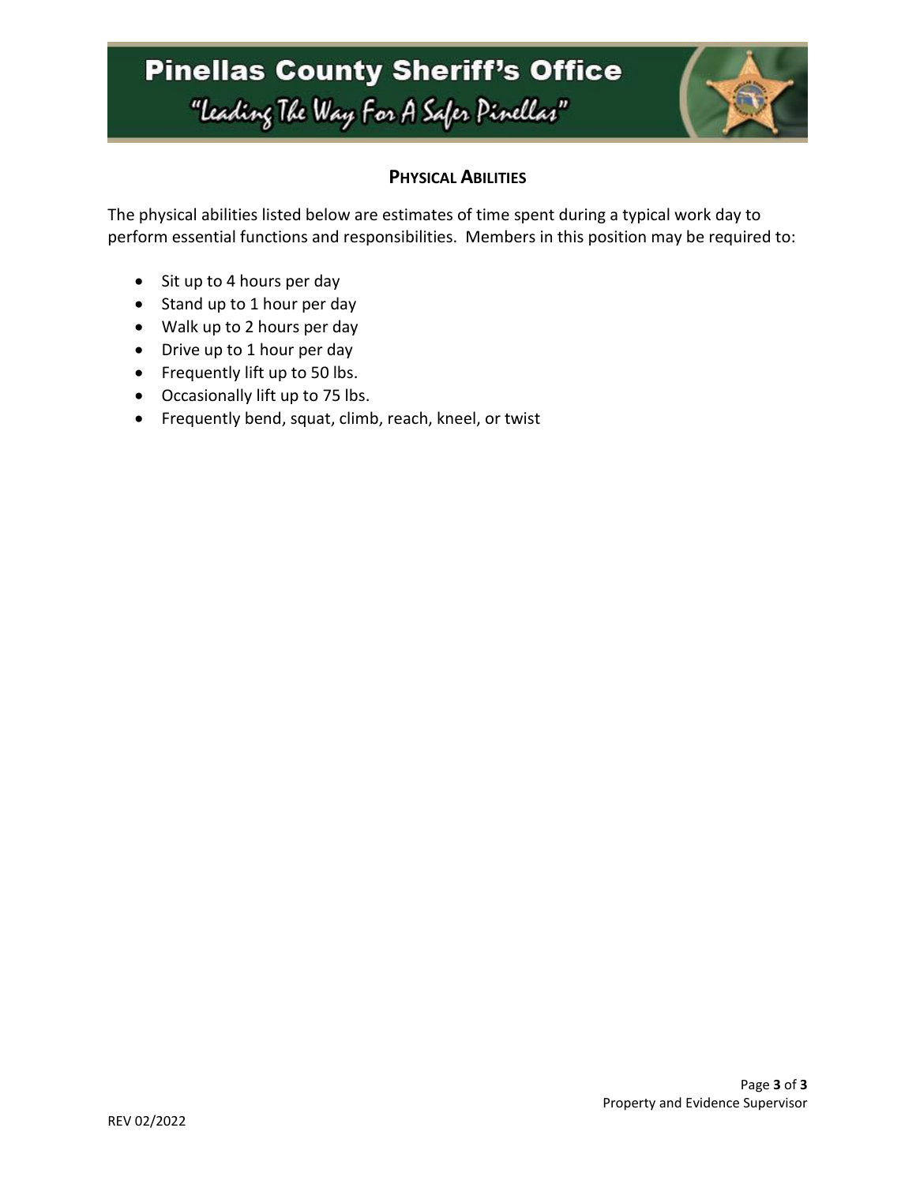## PHYSICAL ABILITIES

The physical abilities listed below are estimates of time spent during a typical work day to perform essential functions and responsibilities. Members in this position may be required to:

- Sit up to 4 hours per day
- Stand up to 1 hour per day
- Walk up to 2 hours per day
- Drive up to 1 hour per day
- Frequently lift up to 50 lbs.
- Occasionally lift up to 75 lbs.
- Frequently bend, squat, climb, reach, kneel, or twist